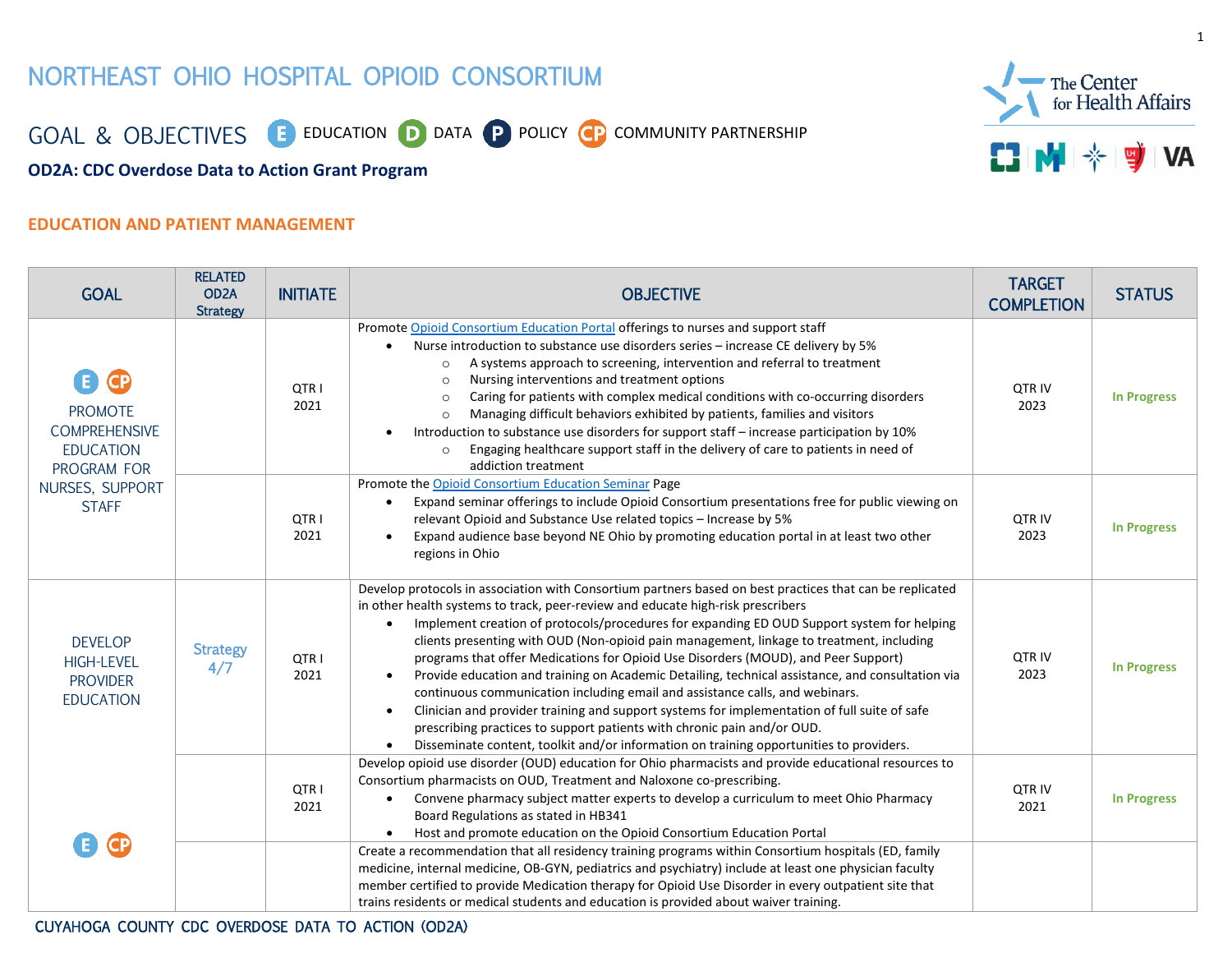# NORTHEAST OHIO HOSPITAL OPIOID CONSORTIUM

## GOAL & OBJECTIVES

E EDUCATION D DATA P POLICY CP COMMUNITY PARTNERSHIP

**OD2A: CDC Overdose Data to Action Grant Program**

The Center for Health Affairs

VA

### EDUCATION AND PATIENT MANAGEMENT

| GOAL | RELATED OD2A Strategy | INITIATE | OBJECTIVE | TARGET COMPLETION | STATUS |
|---|---|---|---|---|---|
| E CP PROMOTE COMPREHENSIVE EDUCATION PROGRAM FOR NURSES, SUPPORT STAFF | | QTR I 2021 | Promote Opioid Consortium Education Portal offerings to nurses and support staff<br>• Nurse introduction to substance use disorders series – increase CE delivery by 5%<br>○ A systems approach to screening, intervention and referral to treatment<br>○ Nursing interventions and treatment options<br>○ Caring for patients with complex medical conditions with co-occurring disorders<br>○ Managing difficult behaviors exhibited by patients, families and visitors<br>• Introduction to substance use disorders for support staff – increase participation by 10%<br>○ Engaging healthcare support staff in the delivery of care to patients in need of addiction treatment | QTR IV 2023 | In Progress |
| | | QTR I 2021 | Promote the Opioid Consortium Education Seminar Page<br>• Expand seminar offerings to include Opioid Consortium presentations free for public viewing on relevant Opioid and Substance Use related topics – Increase by 5%<br>• Expand audience base beyond NE Ohio by promoting education portal in at least two other regions in Ohio | QTR IV 2023 | In Progress |
| DEVELOP HIGH-LEVEL PROVIDER EDUCATION<br>E CP | Strategy 4/7 | QTR I 2021 | Develop protocols in association with Consortium partners based on best practices that can be replicated in other health systems to track, peer-review and educate high-risk prescribers<br>• Implement creation of protocols/procedures for expanding ED OUD Support system for helping clients presenting with OUD (Non-opioid pain management, linkage to treatment, including programs that offer Medications for Opioid Use Disorders (MOUD), and Peer Support)<br>• Provide education and training on Academic Detailing, technical assistance, and consultation via continuous communication including email and assistance calls, and webinars.<br>• Clinician and provider training and support systems for implementation of full suite of safe prescribing practices to support patients with chronic pain and/or OUD.<br>• Disseminate content, toolkit and/or information on training opportunities to providers. | QTR IV 2023 | In Progress |
| | | QTR I 2021 | Develop opioid use disorder (OUD) education for Ohio pharmacists and provide educational resources to Consortium pharmacists on OUD, Treatment and Naloxone co-prescribing.<br>• Convene pharmacy subject matter experts to develop a curriculum to meet Ohio Pharmacy Board Regulations as stated in HB341<br>• Host and promote education on the Opioid Consortium Education Portal | QTR IV 2021 | In Progress |
| | | | Create a recommendation that all residency training programs within Consortium hospitals (ED, family medicine, internal medicine, OB-GYN, pediatrics and psychiatry) include at least one physician faculty member certified to provide Medication therapy for Opioid Use Disorder in every outpatient site that trains residents or medical students and education is provided about waiver training. | | |

CUYAHOGA COUNTY CDC OVERDOSE DATA TO ACTION (OD2A)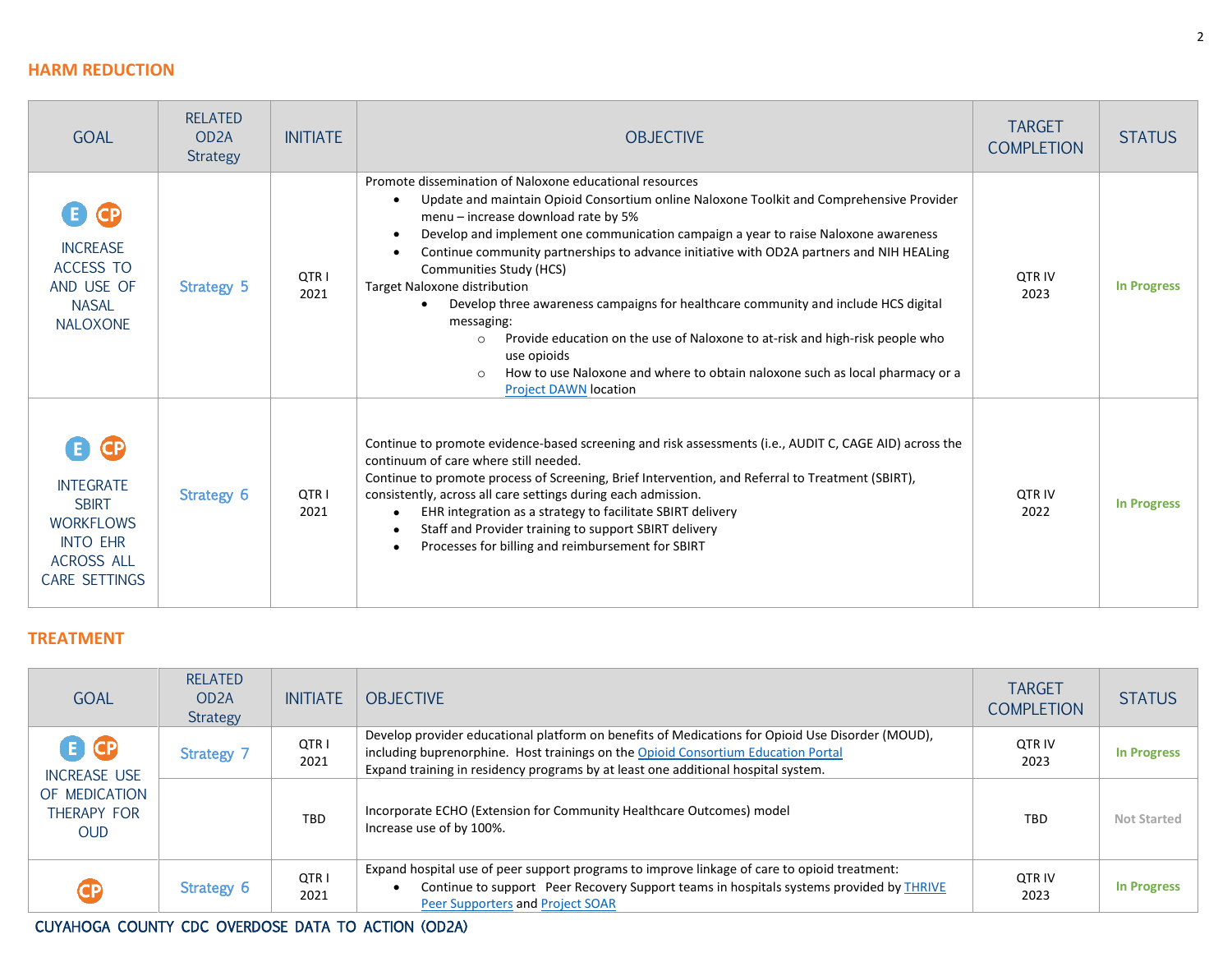## HARM REDUCTION

| GOAL | RELATED OD2A Strategy | INITIATE | OBJECTIVE | TARGET COMPLETION | STATUS |
|---|---|---|---|---|---|
| E CP INCREASE ACCESS TO AND USE OF NASAL NALOXONE | Strategy 5 | QTR I 2021 | Promote dissemination of Naloxone educational resources<br>• Update and maintain Opioid Consortium online Naloxone Toolkit and Comprehensive Provider menu – increase download rate by 5%<br>• Develop and implement one communication campaign a year to raise Naloxone awareness<br>• Continue community partnerships to advance initiative with OD2A partners and NIH HEALing Communities Study (HCS)<br>Target Naloxone distribution<br>• Develop three awareness campaigns for healthcare community and include HCS digital messaging:<br>○ Provide education on the use of Naloxone to at-risk and high-risk people who use opioids<br>○ How to use Naloxone and where to obtain naloxone such as local pharmacy or a Project DAWN location | QTR IV 2023 | In Progress |
| E CP INTEGRATE SBIRT WORKFLOWS INTO EHR ACROSS ALL CARE SETTINGS | Strategy 6 | QTR I 2021 | Continue to promote evidence-based screening and risk assessments (i.e., AUDIT C, CAGE AID) across the continuum of care where still needed.<br>Continue to promote process of Screening, Brief Intervention, and Referral to Treatment (SBIRT), consistently, across all care settings during each admission.<br>• EHR integration as a strategy to facilitate SBIRT delivery<br>• Staff and Provider training to support SBIRT delivery<br>• Processes for billing and reimbursement for SBIRT | QTR IV 2022 | In Progress |

## TREATMENT

| GOAL | RELATED OD2A Strategy | INITIATE | OBJECTIVE | TARGET COMPLETION | STATUS |
|---|---|---|---|---|---|
| E CP INCREASE USE OF MEDICATION THERAPY FOR OUD | Strategy 7 | QTR I 2021 | Develop provider educational platform on benefits of Medications for Opioid Use Disorder (MOUD), including buprenorphine. Host trainings on the Opioid Consortium Education Portal<br>Expand training in residency programs by at least one additional hospital system. | QTR IV 2023 | In Progress |
| | | TBD | Incorporate ECHO (Extension for Community Healthcare Outcomes) model<br>Increase use of by 100%. | TBD | Not Started |
| CP | Strategy 6 | QTR I 2021 | Expand hospital use of peer support programs to improve linkage of care to opioid treatment:<br>• Continue to support Peer Recovery Support teams in hospitals systems provided by THRIVE Peer Supporters and Project SOAR | QTR IV 2023 | In Progress |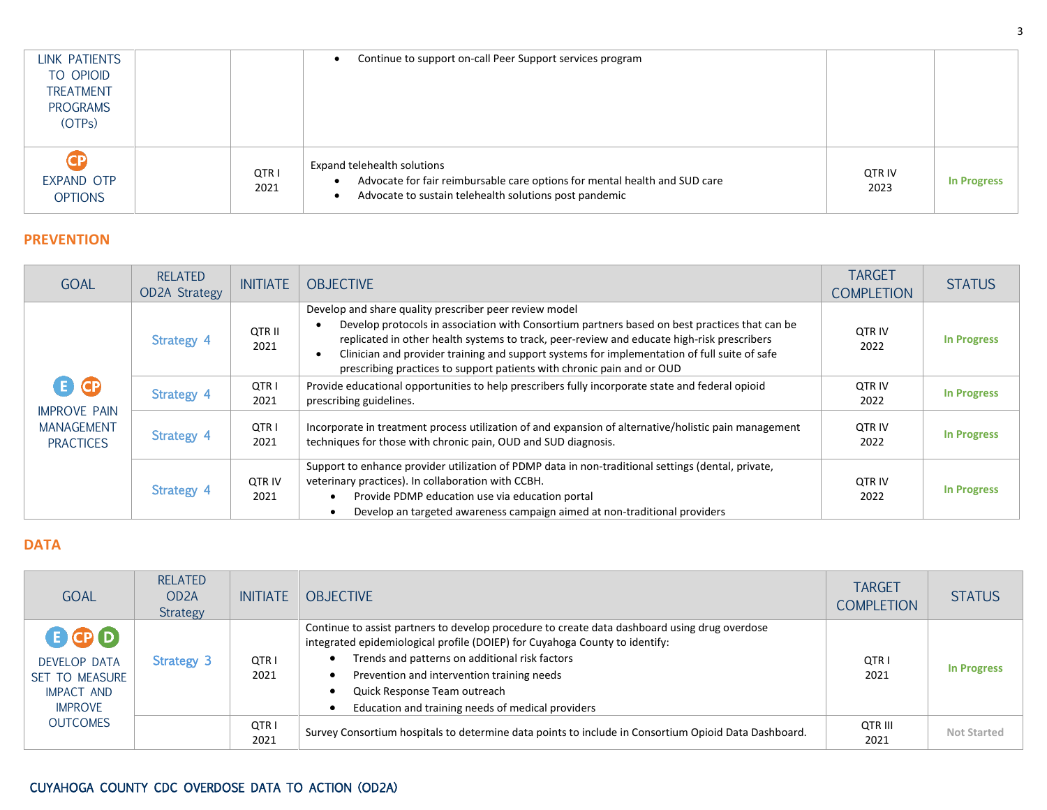| LINK PATIENTS TO OPIOID TREATMENT PROGRAMS (OTPs) | | | • Continue to support on-call Peer Support services program | | |
|---|---|---|---|---|---|
| CP EXPAND OTP OPTIONS | | QTR I 2021 | Expand telehealth solutions<br>• Advocate for fair reimbursable care options for mental health and SUD care<br>• Advocate to sustain telehealth solutions post pandemic | QTR IV 2023 | **In Progress** |

## PREVENTION

| GOAL | RELATED OD2A Strategy | INITIATE | OBJECTIVE | TARGET COMPLETION | STATUS |
|---|---|---|---|---|---|
| E CP IMPROVE PAIN MANAGEMENT PRACTICES | Strategy 4 | QTR II 2021 | Develop and share quality prescriber peer review model<br>• Develop protocols in association with Consortium partners based on best practices that can be replicated in other health systems to track, peer-review and educate high-risk prescribers<br>• Clinician and provider training and support systems for implementation of full suite of safe prescribing practices to support patients with chronic pain and or OUD | QTR IV 2022 | **In Progress** |
| | Strategy 4 | QTR I 2021 | Provide educational opportunities to help prescribers fully incorporate state and federal opioid prescribing guidelines. | QTR IV 2022 | **In Progress** |
| | Strategy 4 | QTR I 2021 | Incorporate in treatment process utilization of and expansion of alternative/holistic pain management techniques for those with chronic pain, OUD and SUD diagnosis. | QTR IV 2022 | **In Progress** |
| | Strategy 4 | QTR IV 2021 | Support to enhance provider utilization of PDMP data in non-traditional settings (dental, private, veterinary practices). In collaboration with CCBH.<br>• Provide PDMP education use via education portal<br>• Develop an targeted awareness campaign aimed at non-traditional providers | QTR IV 2022 | **In Progress** |

## DATA

| GOAL | RELATED OD2A Strategy | INITIATE | OBJECTIVE | TARGET COMPLETION | STATUS |
|---|---|---|---|---|---|
| E CP D DEVELOP DATA SET TO MEASURE IMPACT AND IMPROVE OUTCOMES | Strategy 3 | QTR I 2021 | Continue to assist partners to develop procedure to create data dashboard using drug overdose integrated epidemiological profile (DOIEP) for Cuyahoga County to identify:<br>• Trends and patterns on additional risk factors<br>• Prevention and intervention training needs<br>• Quick Response Team outreach<br>• Education and training needs of medical providers | QTR I 2021 | **In Progress** |
| | | QTR I 2021 | Survey Consortium hospitals to determine data points to include in Consortium Opioid Data Dashboard. | QTR III 2021 | **Not Started** |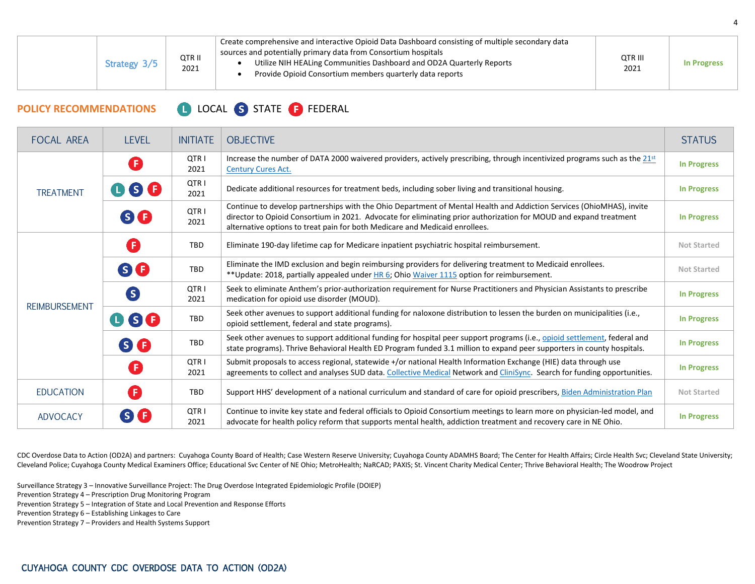| | | | | | |
|---|---|---|---|---|---|
| | Strategy 3/5 | QTR II 2021 | Create comprehensive and interactive Opioid Data Dashboard consisting of multiple secondary data sources and potentially primary data from Consortium hospitals<br>• Utilize NIH HEALing Communities Dashboard and OD2A Quarterly Reports<br>• Provide Opioid Consortium members quarterly data reports | QTR III 2021 | In Progress |

## POLICY RECOMMENDATIONS

L LOCAL S STATE F FEDERAL

| FOCAL AREA | LEVEL | INITIATE | OBJECTIVE | STATUS |
|---|---|---|---|---|
| TREATMENT | F | QTR I 2021 | Increase the number of DATA 2000 waivered providers, actively prescribing, through incentivized programs such as the 21st Century Cures Act. | In Progress |
| | L S F | QTR I 2021 | Dedicate additional resources for treatment beds, including sober living and transitional housing. | In Progress |
| | S F | QTR I 2021 | Continue to develop partnerships with the Ohio Department of Mental Health and Addiction Services (OhioMHAS), invite director to Opioid Consortium in 2021. Advocate for eliminating prior authorization for MOUD and expand treatment alternative options to treat pain for both Medicare and Medicaid enrollees. | In Progress |
| REIMBURSEMENT | F | TBD | Eliminate 190-day lifetime cap for Medicare inpatient psychiatric hospital reimbursement. | Not Started |
| | S F | TBD | Eliminate the IMD exclusion and begin reimbursing providers for delivering treatment to Medicaid enrollees. **Update: 2018, partially appealed under HR 6; Ohio Waiver 1115 option for reimbursement. | Not Started |
| | S | QTR I 2021 | Seek to eliminate Anthem's prior-authorization requirement for Nurse Practitioners and Physician Assistants to prescribe medication for opioid use disorder (MOUD). | In Progress |
| | L S F | TBD | Seek other avenues to support additional funding for naloxone distribution to lessen the burden on municipalities (i.e., opioid settlement, federal and state programs). | In Progress |
| | S F | TBD | Seek other avenues to support additional funding for hospital peer support programs (i.e., opioid settlement, federal and state programs). Thrive Behavioral Health ED Program funded 3.1 million to expand peer supporters in county hospitals. | In Progress |
| | F | QTR I 2021 | Submit proposals to access regional, statewide +/or national Health Information Exchange (HIE) data through use agreements to collect and analyses SUD data. Collective Medical Network and CliniSync. Search for funding opportunities. | In Progress |
| EDUCATION | F | TBD | Support HHS' development of a national curriculum and standard of care for opioid prescribers, Biden Administration Plan | Not Started |
| ADVOCACY | S F | QTR I 2021 | Continue to invite key state and federal officials to Opioid Consortium meetings to learn more on physician-led model, and advocate for health policy reform that supports mental health, addiction treatment and recovery care in NE Ohio. | In Progress |

CDC Overdose Data to Action (OD2A) and partners: Cuyahoga County Board of Health; Case Western Reserve University; Cuyahoga County ADAMHS Board; The Center for Health Affairs; Circle Health Svc; Cleveland State University; Cleveland Police; Cuyahoga County Medical Examiners Office; Educational Svc Center of NE Ohio; MetroHealth; NaRCAD; PAXIS; St. Vincent Charity Medical Center; Thrive Behavioral Health; The Woodrow Project

Surveillance Strategy 3 – Innovative Surveillance Project: The Drug Overdose Integrated Epidemiologic Profile (DOIEP)
Prevention Strategy 4 – Prescription Drug Monitoring Program
Prevention Strategy 5 – Integration of State and Local Prevention and Response Efforts
Prevention Strategy 6 – Establishing Linkages to Care
Prevention Strategy 7 – Providers and Health Systems Support